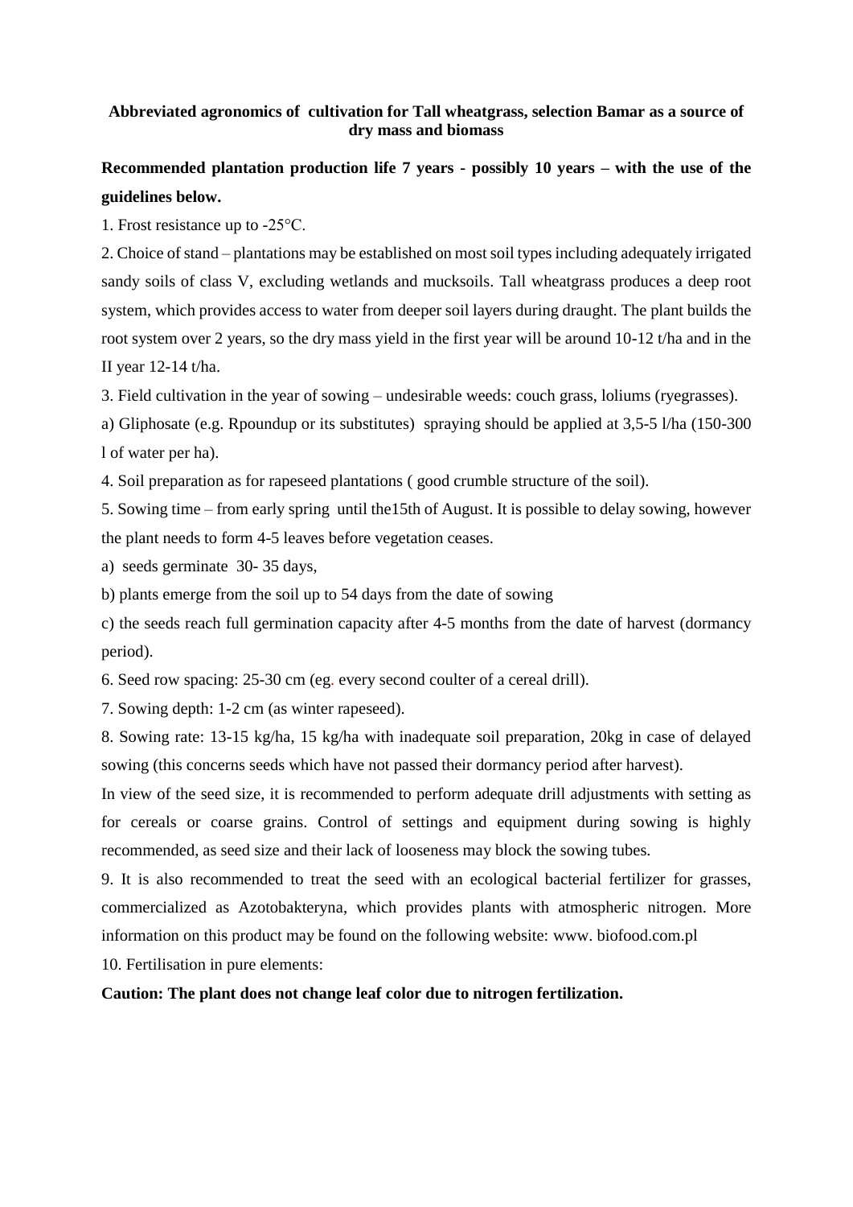**Abbreviated agronomics of cultivation for Tall wheatgrass, selection Bamar as a source of dry mass and biomass**

**Recommended plantation production life 7 years - possibly 10 years – with the use of the guidelines below.**

1. Frost resistance up to -25°C.

2. Choice of stand – plantations may be established on most soil types including adequately irrigated sandy soils of class V, excluding wetlands and mucksoils. Tall wheatgrass produces a deep root system, which provides access to water from deeper soil layers during draught. The plant builds the root system over 2 years, so the dry mass yield in the first year will be around 10-12 t/ha and in the II year 12-14 t/ha.

3. Field cultivation in the year of sowing – undesirable weeds: couch grass, loliums (ryegrasses).

a) Gliphosate (e.g. Rpoundup or its substitutes) spraying should be applied at 3,5-5 l/ha (150-300 l of water per ha).

4. Soil preparation as for rapeseed plantations ( good crumble structure of the soil).

5. Sowing time – from early spring until the15th of August. It is possible to delay sowing, however the plant needs to form 4-5 leaves before vegetation ceases.

a) seeds germinate 30- 35 days,

b) plants emerge from the soil up to 54 days from the date of sowing

c) the seeds reach full germination capacity after 4-5 months from the date of harvest (dormancy period).

6. Seed row spacing: 25-30 cm (eg. every second coulter of a cereal drill).

7. Sowing depth: 1-2 cm (as winter rapeseed).

8. Sowing rate: 13-15 kg/ha, 15 kg/ha with inadequate soil preparation, 20kg in case of delayed sowing (this concerns seeds which have not passed their dormancy period after harvest).

In view of the seed size, it is recommended to perform adequate drill adjustments with setting as for cereals or coarse grains. Control of settings and equipment during sowing is highly recommended, as seed size and their lack of looseness may block the sowing tubes.

9. It is also recommended to treat the seed with an ecological bacterial fertilizer for grasses, commercialized as Azotobakteryna, which provides plants with atmospheric nitrogen. More information on this product may be found on the following website: www. biofood.com.pl

10. Fertilisation in pure elements:

**Caution: The plant does not change leaf color due to nitrogen fertilization.**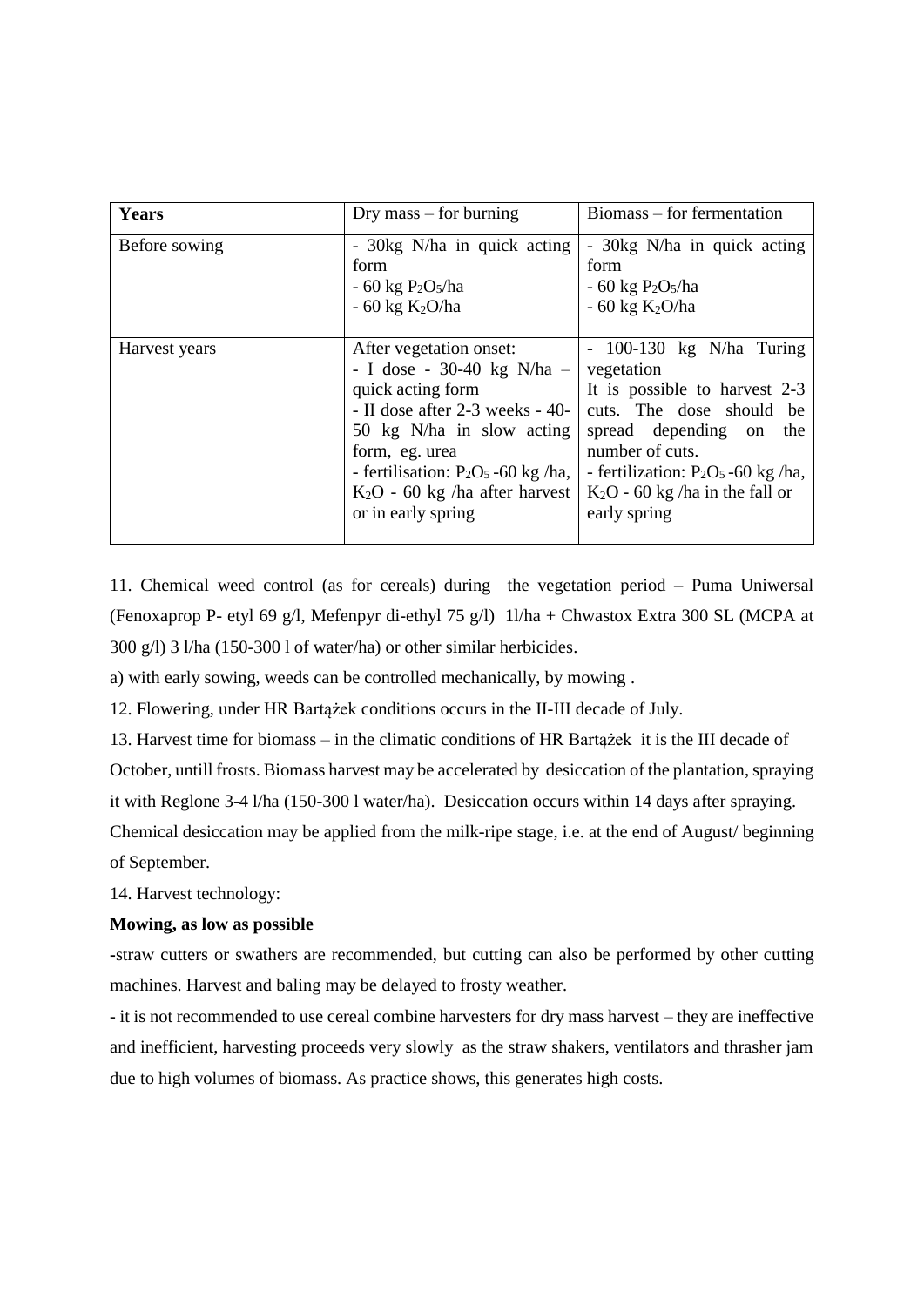| Years | Dry mass – for burning | Biomass – for fermentation |
|---|---|---|
| Before sowing | - 30kg N/ha in quick acting form<br>- 60 kg $P_2O_5$/ha<br>- 60 kg $K_2O$/ha | - 30kg N/ha in quick acting form<br>- 60 kg $P_2O_5$/ha<br>- 60 kg $K_2O$/ha |
| Harvest years | After vegetation onset:<br>- I dose - 30-40 kg N/ha – quick acting form<br>- II dose after 2-3 weeks - 40-50 kg N/ha in slow acting form, eg. urea<br>- fertilisation: $P_2O_5$ -60 kg /ha, $K_2O$ - 60 kg /ha after harvest or in early spring | - 100-130 kg N/ha Turing vegetation<br>It is possible to harvest 2-3 cuts. The dose should be spread depending on the number of cuts.<br>- fertilization: $P_2O_5$ -60 kg /ha, $K_2O$ - 60 kg /ha in the fall or early spring |

11. Chemical weed control (as for cereals) during the vegetation period – Puma Uniwersal (Fenoxaprop P- etyl 69 g/l, Mefenpyr di-ethyl 75 g/l) 1l/ha + Chwastox Extra 300 SL (MCPA at 300 g/l) 3 l/ha (150-300 l of water/ha) or other similar herbicides.

a) with early sowing, weeds can be controlled mechanically, by mowing .

12. Flowering, under HR Bartążek conditions occurs in the II-III decade of July.

13. Harvest time for biomass – in the climatic conditions of HR Bartążek it is the III decade of October, untill frosts. Biomass harvest may be accelerated by desiccation of the plantation, spraying it with Reglone 3-4 l/ha (150-300 l water/ha). Desiccation occurs within 14 days after spraying. Chemical desiccation may be applied from the milk-ripe stage, i.e. at the end of August/ beginning of September.

14. Harvest technology:

**Mowing, as low as possible**

-straw cutters or swathers are recommended, but cutting can also be performed by other cutting machines. Harvest and baling may be delayed to frosty weather.

- it is not recommended to use cereal combine harvesters for dry mass harvest – they are ineffective and inefficient, harvesting proceeds very slowly as the straw shakers, ventilators and thrasher jam due to high volumes of biomass. As practice shows, this generates high costs.